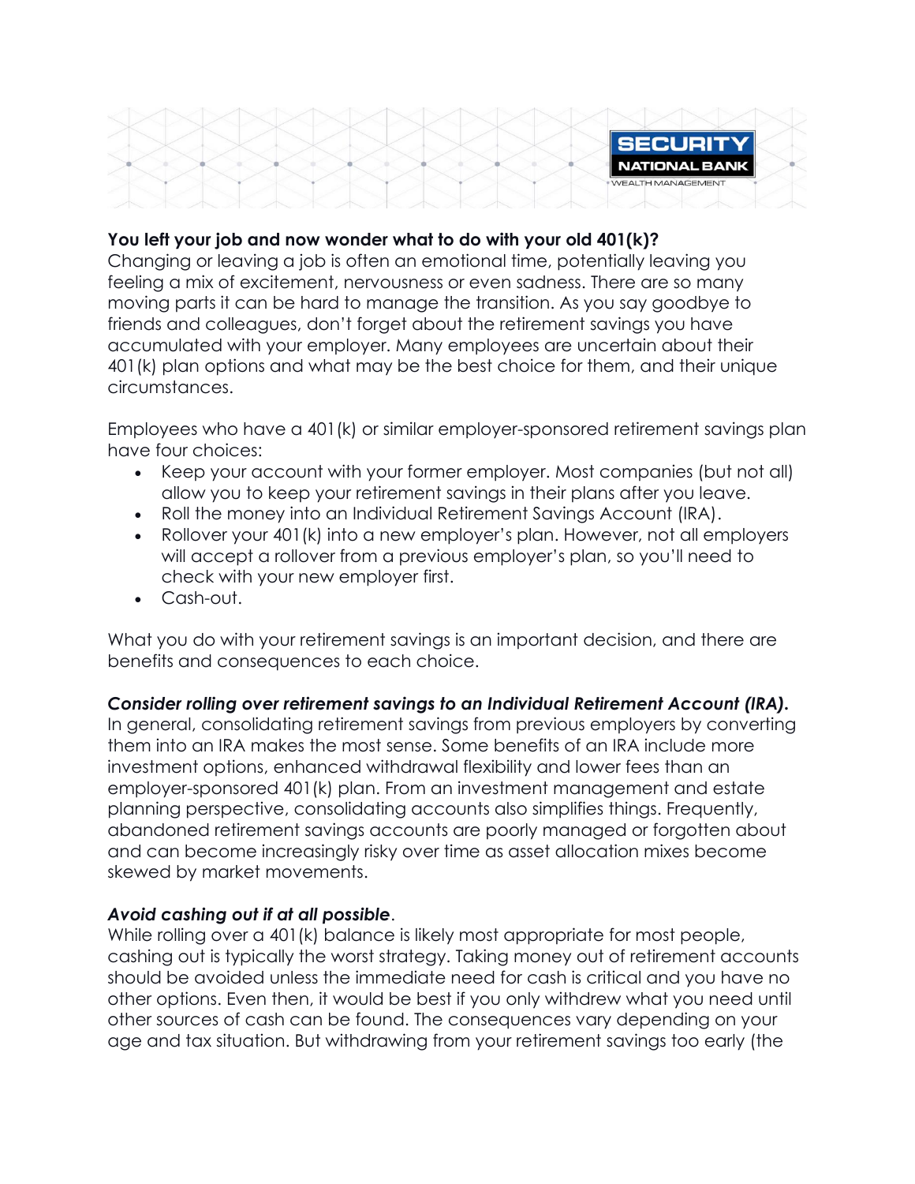**You left your job and now wonder what to do with your old 401(k)?**
Changing or leaving a job is often an emotional time, potentially leaving you feeling a mix of excitement, nervousness or even sadness. There are so many moving parts it can be hard to manage the transition. As you say goodbye to friends and colleagues, don't forget about the retirement savings you have accumulated with your employer. Many employees are uncertain about their 401(k) plan options and what may be the best choice for them, and their unique circumstances.

Employees who have a 401(k) or similar employer-sponsored retirement savings plan have four choices:

- Keep your account with your former employer. Most companies (but not all) allow you to keep your retirement savings in their plans after you leave.
- Roll the money into an Individual Retirement Savings Account (IRA).
- Rollover your 401(k) into a new employer's plan. However, not all employers will accept a rollover from a previous employer's plan, so you'll need to check with your new employer first.
- Cash-out.

What you do with your retirement savings is an important decision, and there are benefits and consequences to each choice.

***Consider rolling over retirement savings to an Individual Retirement Account (IRA).***
In general, consolidating retirement savings from previous employers by converting them into an IRA makes the most sense. Some benefits of an IRA include more investment options, enhanced withdrawal flexibility and lower fees than an employer-sponsored 401(k) plan. From an investment management and estate planning perspective, consolidating accounts also simplifies things. Frequently, abandoned retirement savings accounts are poorly managed or forgotten about and can become increasingly risky over time as asset allocation mixes become skewed by market movements.

***Avoid cashing out if at all possible***.
While rolling over a 401(k) balance is likely most appropriate for most people, cashing out is typically the worst strategy. Taking money out of retirement accounts should be avoided unless the immediate need for cash is critical and you have no other options. Even then, it would be best if you only withdrew what you need until other sources of cash can be found. The consequences vary depending on your age and tax situation. But withdrawing from your retirement savings too early (the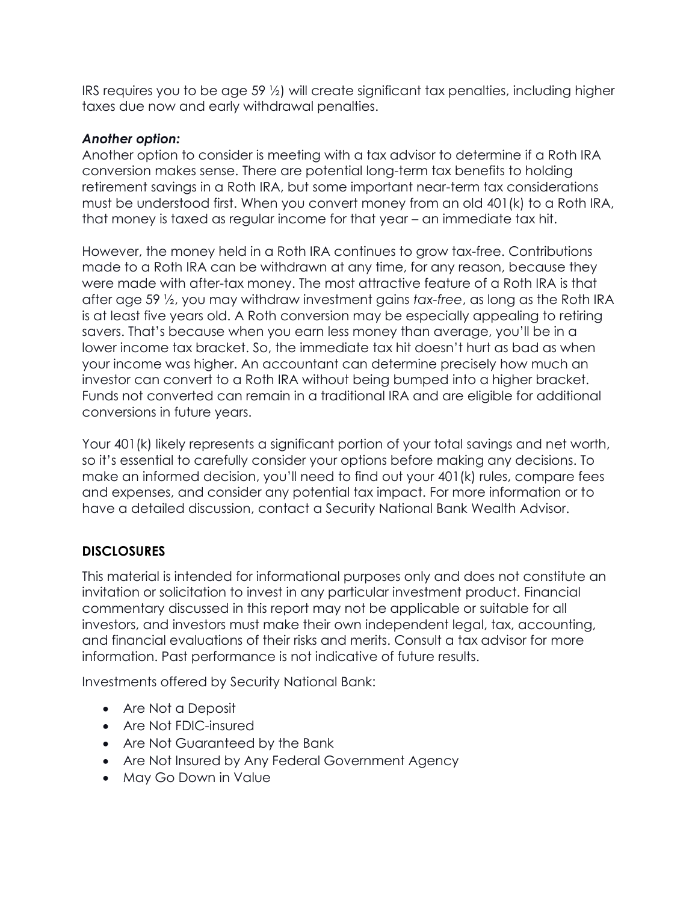IRS requires you to be age 59 ½) will create significant tax penalties, including higher taxes due now and early withdrawal penalties.

***Another option:***

Another option to consider is meeting with a tax advisor to determine if a Roth IRA conversion makes sense. There are potential long-term tax benefits to holding retirement savings in a Roth IRA, but some important near-term tax considerations must be understood first. When you convert money from an old 401(k) to a Roth IRA, that money is taxed as regular income for that year – an immediate tax hit.

However, the money held in a Roth IRA continues to grow tax-free. Contributions made to a Roth IRA can be withdrawn at any time, for any reason, because they were made with after-tax money. The most attractive feature of a Roth IRA is that after age 59 ½, you may withdraw investment gains *tax-free*, as long as the Roth IRA is at least five years old. A Roth conversion may be especially appealing to retiring savers. That's because when you earn less money than average, you'll be in a lower income tax bracket. So, the immediate tax hit doesn't hurt as bad as when your income was higher. An accountant can determine precisely how much an investor can convert to a Roth IRA without being bumped into a higher bracket. Funds not converted can remain in a traditional IRA and are eligible for additional conversions in future years.

Your 401(k) likely represents a significant portion of your total savings and net worth, so it's essential to carefully consider your options before making any decisions. To make an informed decision, you'll need to find out your 401(k) rules, compare fees and expenses, and consider any potential tax impact. For more information or to have a detailed discussion, contact a Security National Bank Wealth Advisor.

**DISCLOSURES**

This material is intended for informational purposes only and does not constitute an invitation or solicitation to invest in any particular investment product. Financial commentary discussed in this report may not be applicable or suitable for all investors, and investors must make their own independent legal, tax, accounting, and financial evaluations of their risks and merits. Consult a tax advisor for more information. Past performance is not indicative of future results.

Investments offered by Security National Bank:

- Are Not a Deposit
- Are Not FDIC-insured
- Are Not Guaranteed by the Bank
- Are Not Insured by Any Federal Government Agency
- May Go Down in Value